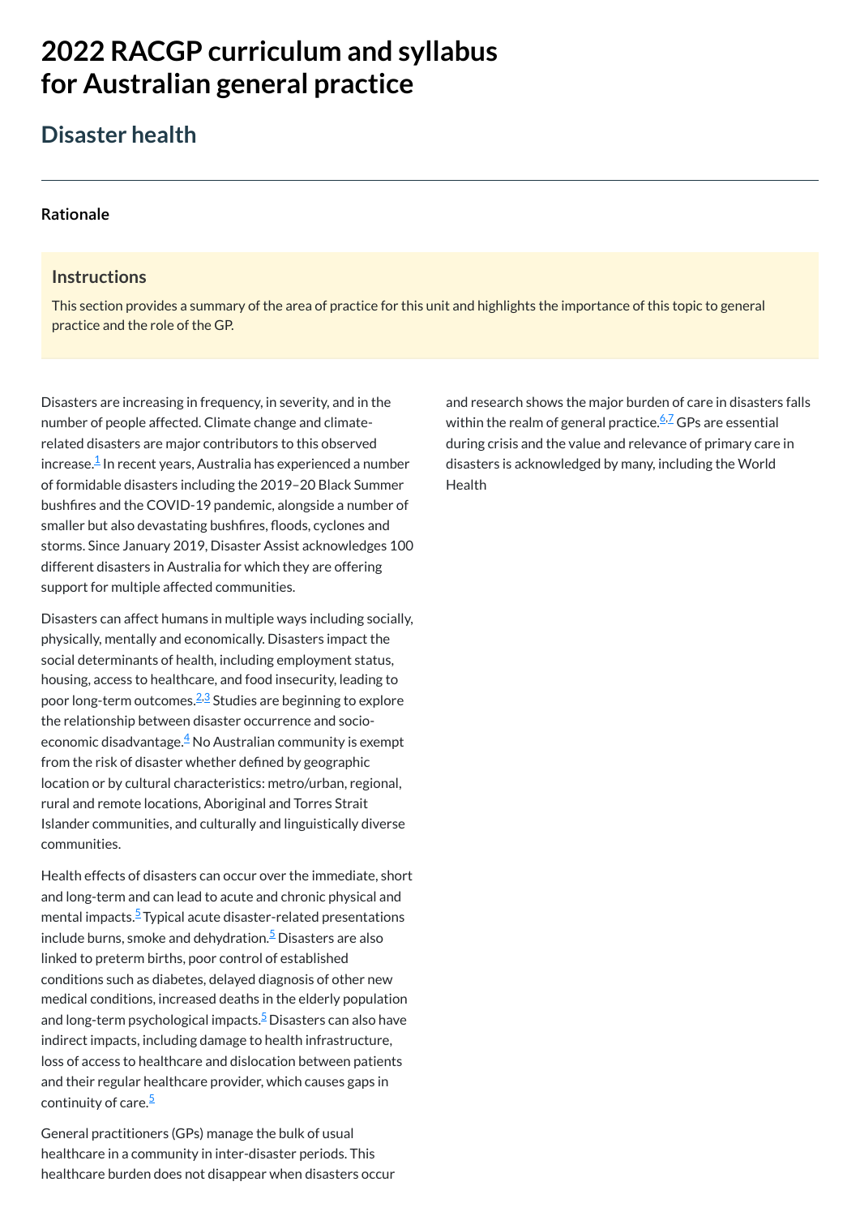# 2022 RACGP curriculum and syllabus for Australian general practice

## Disaster health

### Rationale

#### Instructions

This section provides a summary of the area of practice for this unit and highlights the importance of this topic to general practice and the role of the GP.

Disasters are increasing in frequency, in severity, and in the number of people affected. Climate change and climate-related disasters are major contributors to this observed increase.[1] In recent years, Australia has experienced a number of formidable disasters including the 2019–20 Black Summer bushfires and the COVID-19 pandemic, alongside a number of smaller but also devastating bushfires, floods, cyclones and storms. Since January 2019, Disaster Assist acknowledges 100 different disasters in Australia for which they are offering support for multiple affected communities.

Disasters can affect humans in multiple ways including socially, physically, mentally and economically. Disasters impact the social determinants of health, including employment status, housing, access to healthcare, and food insecurity, leading to poor long-term outcomes.[2,3] Studies are beginning to explore the relationship between disaster occurrence and socio-economic disadvantage.[4] No Australian community is exempt from the risk of disaster whether defined by geographic location or by cultural characteristics: metro/urban, regional, rural and remote locations, Aboriginal and Torres Strait Islander communities, and culturally and linguistically diverse communities.

Health effects of disasters can occur over the immediate, short and long-term and can lead to acute and chronic physical and mental impacts.[5] Typical acute disaster-related presentations include burns, smoke and dehydration.[5] Disasters are also linked to preterm births, poor control of established conditions such as diabetes, delayed diagnosis of other new medical conditions, increased deaths in the elderly population and long-term psychological impacts.[5] Disasters can also have indirect impacts, including damage to health infrastructure, loss of access to healthcare and dislocation between patients and their regular healthcare provider, which causes gaps in continuity of care.[5]

General practitioners (GPs) manage the bulk of usual healthcare in a community in inter-disaster periods. This healthcare burden does not disappear when disasters occur and research shows the major burden of care in disasters falls within the realm of general practice.[6,7] GPs are essential during crisis and the value and relevance of primary care in disasters is acknowledged by many, including the World Health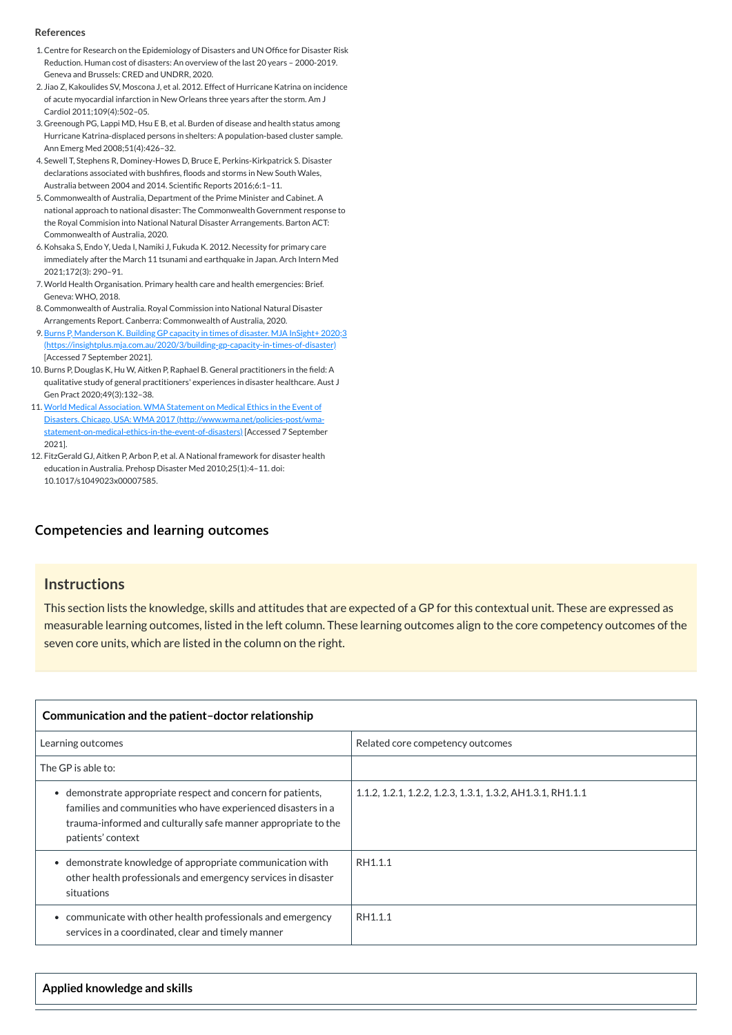**References**

1. Centre for Research on the Epidemiology of Disasters and UN Office for Disaster Risk Reduction. Human cost of disasters: An overview of the last 20 years – 2000-2019. Geneva and Brussels: CRED and UNDRR, 2020.
2. Jiao Z, Kakoulides SV, Moscona J, et al. 2012. Effect of Hurricane Katrina on incidence of acute myocardial infarction in New Orleans three years after the storm. Am J Cardiol 2011;109(4):502–05.
3. Greenough PG, Lappi MD, Hsu E B, et al. Burden of disease and health status among Hurricane Katrina-displaced persons in shelters: A population-based cluster sample. Ann Emerg Med 2008;51(4):426–32.
4. Sewell T, Stephens R, Dominey-Howes D, Bruce E, Perkins-Kirkpatrick S. Disaster declarations associated with bushfires, floods and storms in New South Wales, Australia between 2004 and 2014. Scientific Reports 2016;6:1–11.
5. Commonwealth of Australia, Department of the Prime Minister and Cabinet. A national approach to national disaster: The Commonwealth Government response to the Royal Commision into National Natural Disaster Arrangements. Barton ACT: Commonwealth of Australia, 2020.
6. Kohsaka S, Endo Y, Ueda I, Namiki J, Fukuda K. 2012. Necessity for primary care immediately after the March 11 tsunami and earthquake in Japan. Arch Intern Med 2021;172(3): 290–91.
7. World Health Organisation. Primary health care and health emergencies: Brief. Geneva: WHO, 2018.
8. Commonwealth of Australia. Royal Commission into National Natural Disaster Arrangements Report. Canberra: Commonwealth of Australia, 2020.
9. Burns P, Manderson K. Building GP capacity in times of disaster. MJA InSight+ 2020;3 (https://insightplus.mja.com.au/2020/3/building-gp-capacity-in-times-of-disaster) [Accessed 7 September 2021].
10. Burns P, Douglas K, Hu W, Aitken P, Raphael B. General practitioners in the field: A qualitative study of general practitioners' experiences in disaster healthcare. Aust J Gen Pract 2020;49(3):132–38.
11. World Medical Association. WMA Statement on Medical Ethics in the Event of Disasters. Chicago, USA: WMA 2017 (http://www.wma.net/policies-post/wma-statement-on-medical-ethics-in-the-event-of-disasters) [Accessed 7 September 2021].
12. FitzGerald GJ, Aitken P, Arbon P, et al. A National framework for disaster health education in Australia. Prehosp Disaster Med 2010;25(1):4–11. doi: 10.1017/s1049023x00007585.

## Competencies and learning outcomes

### Instructions

This section lists the knowledge, skills and attitudes that are expected of a GP for this contextual unit. These are expressed as measurable learning outcomes, listed in the left column. These learning outcomes align to the core competency outcomes of the seven core units, which are listed in the column on the right.

| **Communication and the patient–doctor relationship** | |
|---|---|
| Learning outcomes | Related core competency outcomes |
| The GP is able to: | |
| • demonstrate appropriate respect and concern for patients, families and communities who have experienced disasters in a trauma-informed and culturally safe manner appropriate to the patients' context | 1.1.2, 1.2.1, 1.2.2, 1.2.3, 1.3.1, 1.3.2, AH1.3.1, RH1.1.1 |
| • demonstrate knowledge of appropriate communication with other health professionals and emergency services in disaster situations | RH1.1.1 |
| • communicate with other health professionals and emergency services in a coordinated, clear and timely manner | RH1.1.1 |

**Applied knowledge and skills**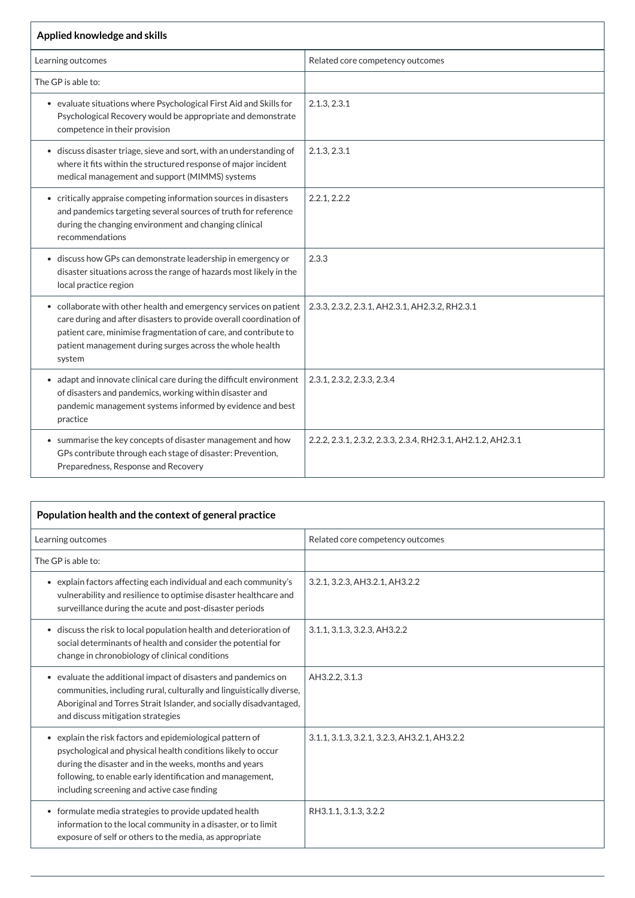| Applied knowledge and skills | |
|---|---|
| Learning outcomes | Related core competency outcomes |
| The GP is able to: | |
| • evaluate situations where Psychological First Aid and Skills for Psychological Recovery would be appropriate and demonstrate competence in their provision | 2.1.3, 2.3.1 |
| • discuss disaster triage, sieve and sort, with an understanding of where it fits within the structured response of major incident medical management and support (MIMMS) systems | 2.1.3, 2.3.1 |
| • critically appraise competing information sources in disasters and pandemics targeting several sources of truth for reference during the changing environment and changing clinical recommendations | 2.2.1, 2.2.2 |
| • discuss how GPs can demonstrate leadership in emergency or disaster situations across the range of hazards most likely in the local practice region | 2.3.3 |
| • collaborate with other health and emergency services on patient care during and after disasters to provide overall coordination of patient care, minimise fragmentation of care, and contribute to patient management during surges across the whole health system | 2.3.3, 2.3.2, 2.3.1, AH2.3.1, AH2.3.2, RH2.3.1 |
| • adapt and innovate clinical care during the difficult environment of disasters and pandemics, working within disaster and pandemic management systems informed by evidence and best practice | 2.3.1, 2.3.2, 2.3.3, 2.3.4 |
| • summarise the key concepts of disaster management and how GPs contribute through each stage of disaster: Prevention, Preparedness, Response and Recovery | 2.2.2, 2.3.1, 2.3.2, 2.3.3, 2.3.4, RH2.3.1, AH2.1.2, AH2.3.1 |

| Population health and the context of general practice | |
|---|---|
| Learning outcomes | Related core competency outcomes |
| The GP is able to: | |
| • explain factors affecting each individual and each community's vulnerability and resilience to optimise disaster healthcare and surveillance during the acute and post-disaster periods | 3.2.1, 3.2.3, AH3.2.1, AH3.2.2 |
| • discuss the risk to local population health and deterioration of social determinants of health and consider the potential for change in chronobiology of clinical conditions | 3.1.1, 3.1.3, 3.2.3, AH3.2.2 |
| • evaluate the additional impact of disasters and pandemics on communities, including rural, culturally and linguistically diverse, Aboriginal and Torres Strait Islander, and socially disadvantaged, and discuss mitigation strategies | AH3.2.2, 3.1.3 |
| • explain the risk factors and epidemiological pattern of psychological and physical health conditions likely to occur during the disaster and in the weeks, months and years following, to enable early identification and management, including screening and active case finding | 3.1.1, 3.1.3, 3.2.1, 3.2.3, AH3.2.1, AH3.2.2 |
| • formulate media strategies to provide updated health information to the local community in a disaster, or to limit exposure of self or others to the media, as appropriate | RH3.1.1, 3.1.3, 3.2.2 |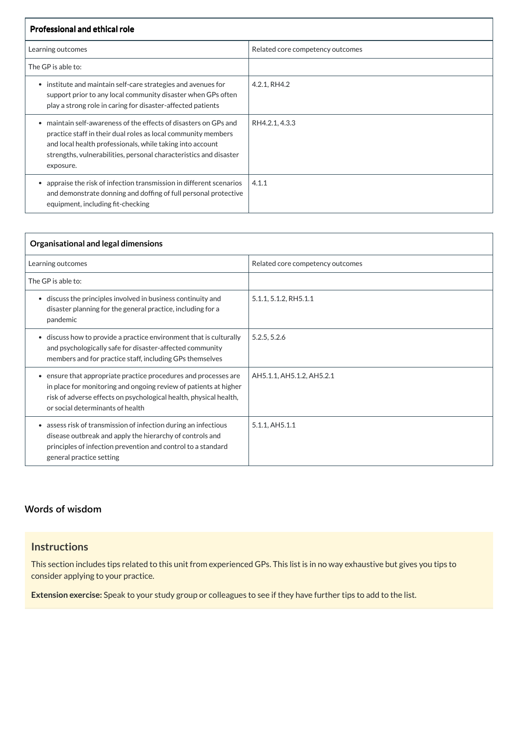| Professional and ethical role | |
| --- | --- |
| Learning outcomes | Related core competency outcomes |
| The GP is able to: | |
| • institute and maintain self-care strategies and avenues for support prior to any local community disaster when GPs often play a strong role in caring for disaster-affected patients | 4.2.1, RH4.2 |
| • maintain self-awareness of the effects of disasters on GPs and practice staff in their dual roles as local community members and local health professionals, while taking into account strengths, vulnerabilities, personal characteristics and disaster exposure. | RH4.2.1, 4.3.3 |
| • appraise the risk of infection transmission in different scenarios and demonstrate donning and doffing of full personal protective equipment, including fit-checking | 4.1.1 |

| Organisational and legal dimensions | |
| --- | --- |
| Learning outcomes | Related core competency outcomes |
| The GP is able to: | |
| • discuss the principles involved in business continuity and disaster planning for the general practice, including for a pandemic | 5.1.1, 5.1.2, RH5.1.1 |
| • discuss how to provide a practice environment that is culturally and psychologically safe for disaster-affected community members and for practice staff, including GPs themselves | 5.2.5, 5.2.6 |
| • ensure that appropriate practice procedures and processes are in place for monitoring and ongoing review of patients at higher risk of adverse effects on psychological health, physical health, or social determinants of health | AH5.1.1, AH5.1.2, AH5.2.1 |
| • assess risk of transmission of infection during an infectious disease outbreak and apply the hierarchy of controls and principles of infection prevention and control to a standard general practice setting | 5.1.1, AH5.1.1 |

## Words of wisdom

### Instructions

This section includes tips related to this unit from experienced GPs. This list is in no way exhaustive but gives you tips to consider applying to your practice.

**Extension exercise:** Speak to your study group or colleagues to see if they have further tips to add to the list.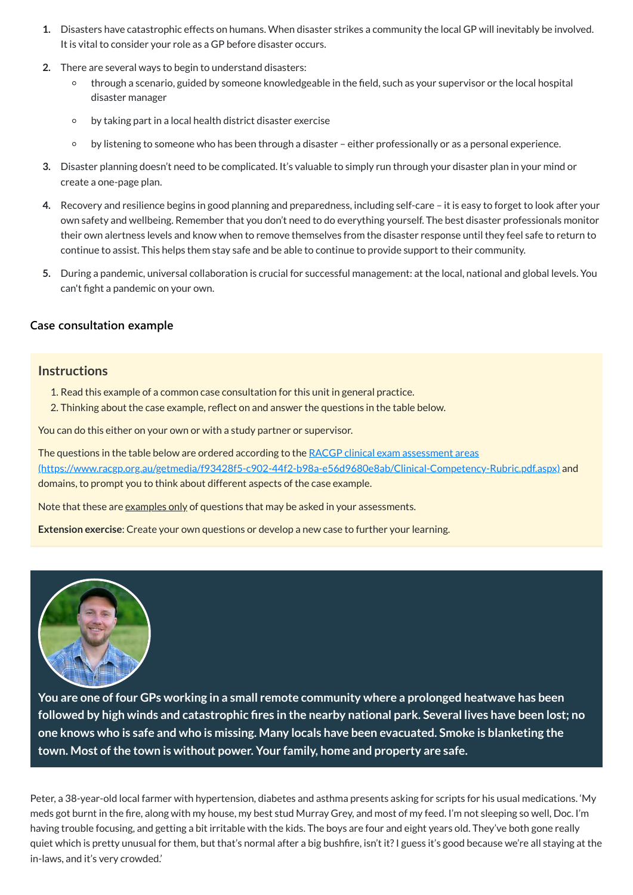1. Disasters have catastrophic effects on humans. When disaster strikes a community the local GP will inevitably be involved. It is vital to consider your role as a GP before disaster occurs.
2. There are several ways to begin to understand disasters:
   - through a scenario, guided by someone knowledgeable in the field, such as your supervisor or the local hospital disaster manager
   - by taking part in a local health district disaster exercise
   - by listening to someone who has been through a disaster – either professionally or as a personal experience.
3. Disaster planning doesn't need to be complicated. It's valuable to simply run through your disaster plan in your mind or create a one-page plan.
4. Recovery and resilience begins in good planning and preparedness, including self-care – it is easy to forget to look after your own safety and wellbeing. Remember that you don't need to do everything yourself. The best disaster professionals monitor their own alertness levels and know when to remove themselves from the disaster response until they feel safe to return to continue to assist. This helps them stay safe and be able to continue to provide support to their community.
5. During a pandemic, universal collaboration is crucial for successful management: at the local, national and global levels. You can't fight a pandemic on your own.

### Case consultation example

#### Instructions

1. Read this example of a common case consultation for this unit in general practice.
2. Thinking about the case example, reflect on and answer the questions in the table below.

You can do this either on your own or with a study partner or supervisor.

The questions in the table below are ordered according to the [RACGP clinical exam assessment areas (https://www.racgp.org.au/getmedia/f93428f5-c902-44f2-b98a-e56d9680e8ab/Clinical-Competency-Rubric.pdf.aspx)](https://www.racgp.org.au/getmedia/f93428f5-c902-44f2-b98a-e56d9680e8ab/Clinical-Competency-Rubric.pdf.aspx) and domains, to prompt you to think about different aspects of the case example.

Note that these are examples only of questions that may be asked in your assessments.

**Extension exercise**: Create your own questions or develop a new case to further your learning.

**You are one of four GPs working in a small remote community where a prolonged heatwave has been followed by high winds and catastrophic fires in the nearby national park. Several lives have been lost; no one knows who is safe and who is missing. Many locals have been evacuated. Smoke is blanketing the town. Most of the town is without power. Your family, home and property are safe.**

Peter, a 38-year-old local farmer with hypertension, diabetes and asthma presents asking for scripts for his usual medications. 'My meds got burnt in the fire, along with my house, my best stud Murray Grey, and most of my feed. I'm not sleeping so well, Doc. I'm having trouble focusing, and getting a bit irritable with the kids. The boys are four and eight years old. They've both gone really quiet which is pretty unusual for them, but that's normal after a big bushfire, isn't it? I guess it's good because we're all staying at the in-laws, and it's very crowded.'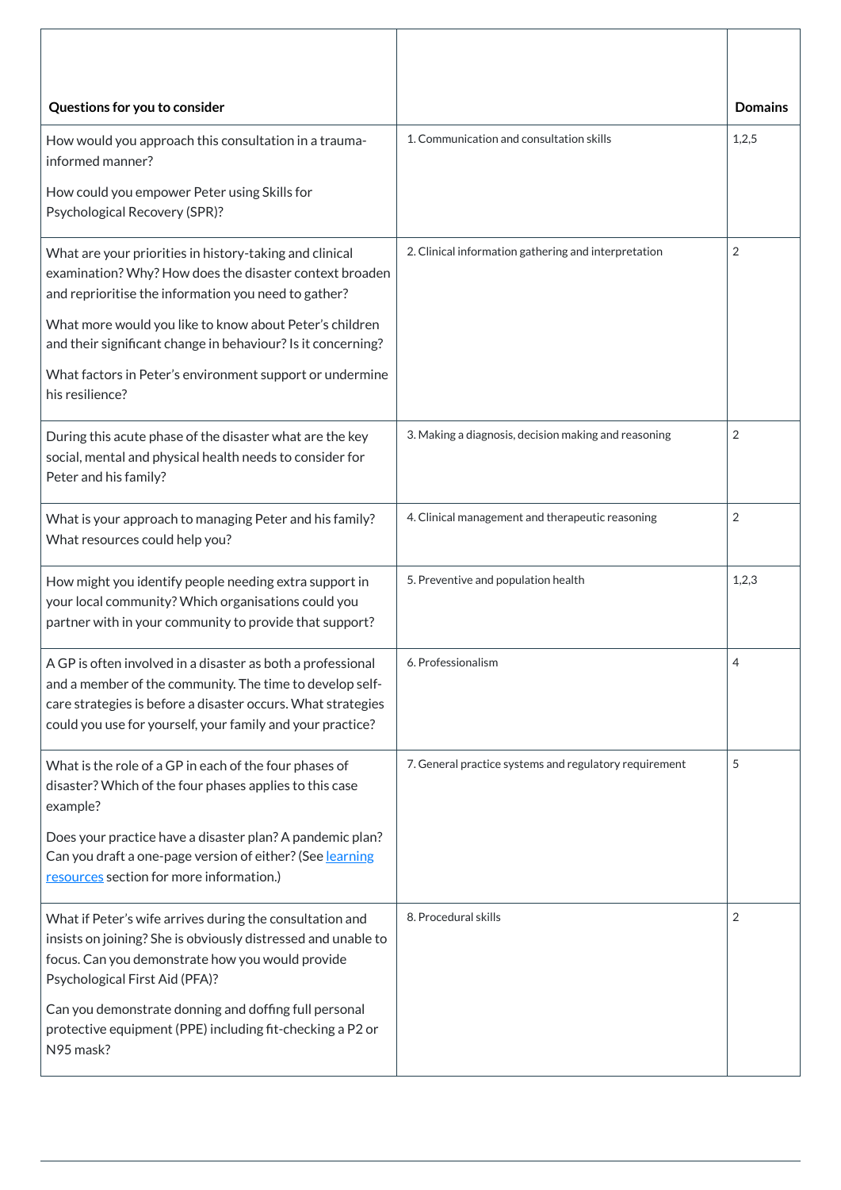| Questions for you to consider | | Domains |
|---|---|---|
| How would you approach this consultation in a trauma-informed manner?<br><br>How could you empower Peter using Skills for Psychological Recovery (SPR)? | 1. Communication and consultation skills | 1,2,5 |
| What are your priorities in history-taking and clinical examination? Why? How does the disaster context broaden and reprioritise the information you need to gather?<br><br>What more would you like to know about Peter's children and their significant change in behaviour? Is it concerning?<br><br>What factors in Peter's environment support or undermine his resilience? | 2. Clinical information gathering and interpretation | 2 |
| During this acute phase of the disaster what are the key social, mental and physical health needs to consider for Peter and his family? | 3. Making a diagnosis, decision making and reasoning | 2 |
| What is your approach to managing Peter and his family? What resources could help you? | 4. Clinical management and therapeutic reasoning | 2 |
| How might you identify people needing extra support in your local community? Which organisations could you partner with in your community to provide that support? | 5. Preventive and population health | 1,2,3 |
| A GP is often involved in a disaster as both a professional and a member of the community. The time to develop self-care strategies is before a disaster occurs. What strategies could you use for yourself, your family and your practice? | 6. Professionalism | 4 |
| What is the role of a GP in each of the four phases of disaster? Which of the four phases applies to this case example?<br><br>Does your practice have a disaster plan? A pandemic plan? Can you draft a one-page version of either? (See learning resources section for more information.) | 7. General practice systems and regulatory requirement | 5 |
| What if Peter's wife arrives during the consultation and insists on joining? She is obviously distressed and unable to focus. Can you demonstrate how you would provide Psychological First Aid (PFA)?<br><br>Can you demonstrate donning and doffing full personal protective equipment (PPE) including fit-checking a P2 or N95 mask? | 8. Procedural skills | 2 |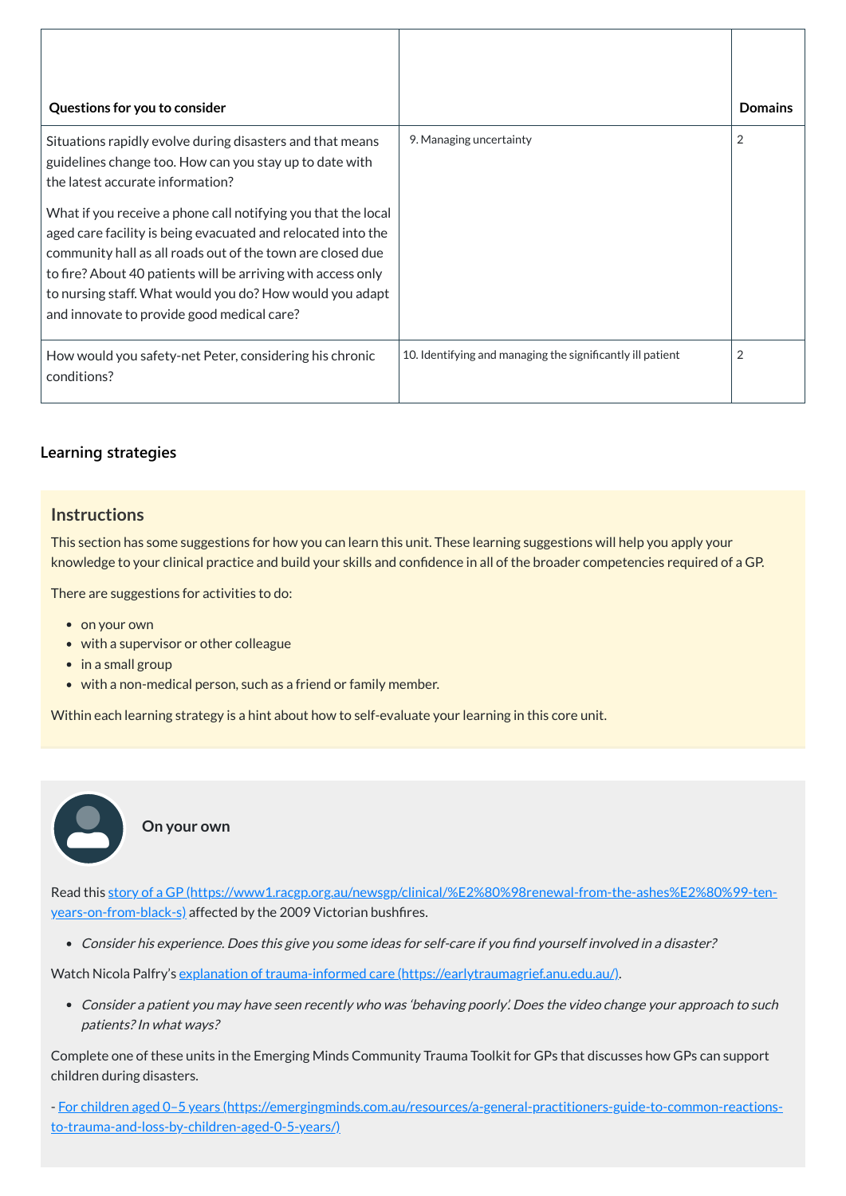| Questions for you to consider | | Domains |
|---|---|---|
| Situations rapidly evolve during disasters and that means guidelines change too. How can you stay up to date with the latest accurate information?<br><br>What if you receive a phone call notifying you that the local aged care facility is being evacuated and relocated into the community hall as all roads out of the town are closed due to fire? About 40 patients will be arriving with access only to nursing staff. What would you do? How would you adapt and innovate to provide good medical care? | 9. Managing uncertainty | 2 |
| How would you safety-net Peter, considering his chronic conditions? | 10. Identifying and managing the significantly ill patient | 2 |

### Learning strategies

## Instructions

This section has some suggestions for how you can learn this unit. These learning suggestions will help you apply your knowledge to your clinical practice and build your skills and confidence in all of the broader competencies required of a GP.

There are suggestions for activities to do:

- on your own
- with a supervisor or other colleague
- in a small group
- with a non-medical person, such as a friend or family member.

Within each learning strategy is a hint about how to self-evaluate your learning in this core unit.

### On your own

Read this [story of a GP (https://www1.racgp.org.au/newsgp/clinical/%E2%80%98renewal-from-the-ashes%E2%80%99-ten-years-on-from-black-s)](https://www1.racgp.org.au/newsgp/clinical/%E2%80%98renewal-from-the-ashes%E2%80%99-ten-years-on-from-black-s) affected by the 2009 Victorian bushfires.

- *Consider his experience. Does this give you some ideas for self-care if you find yourself involved in a disaster?*

Watch Nicola Palfry's [explanation of trauma-informed care (https://earlytraumagrief.anu.edu.au/)](https://earlytraumagrief.anu.edu.au/).

- *Consider a patient you may have seen recently who was 'behaving poorly'. Does the video change your approach to such patients? In what ways?*

Complete one of these units in the Emerging Minds Community Trauma Toolkit for GPs that discusses how GPs can support children during disasters.

- [For children aged 0–5 years (https://emergingminds.com.au/resources/a-general-practitioners-guide-to-common-reactions-to-trauma-and-loss-by-children-aged-0-5-years/)](https://emergingminds.com.au/resources/a-general-practitioners-guide-to-common-reactions-to-trauma-and-loss-by-children-aged-0-5-years/)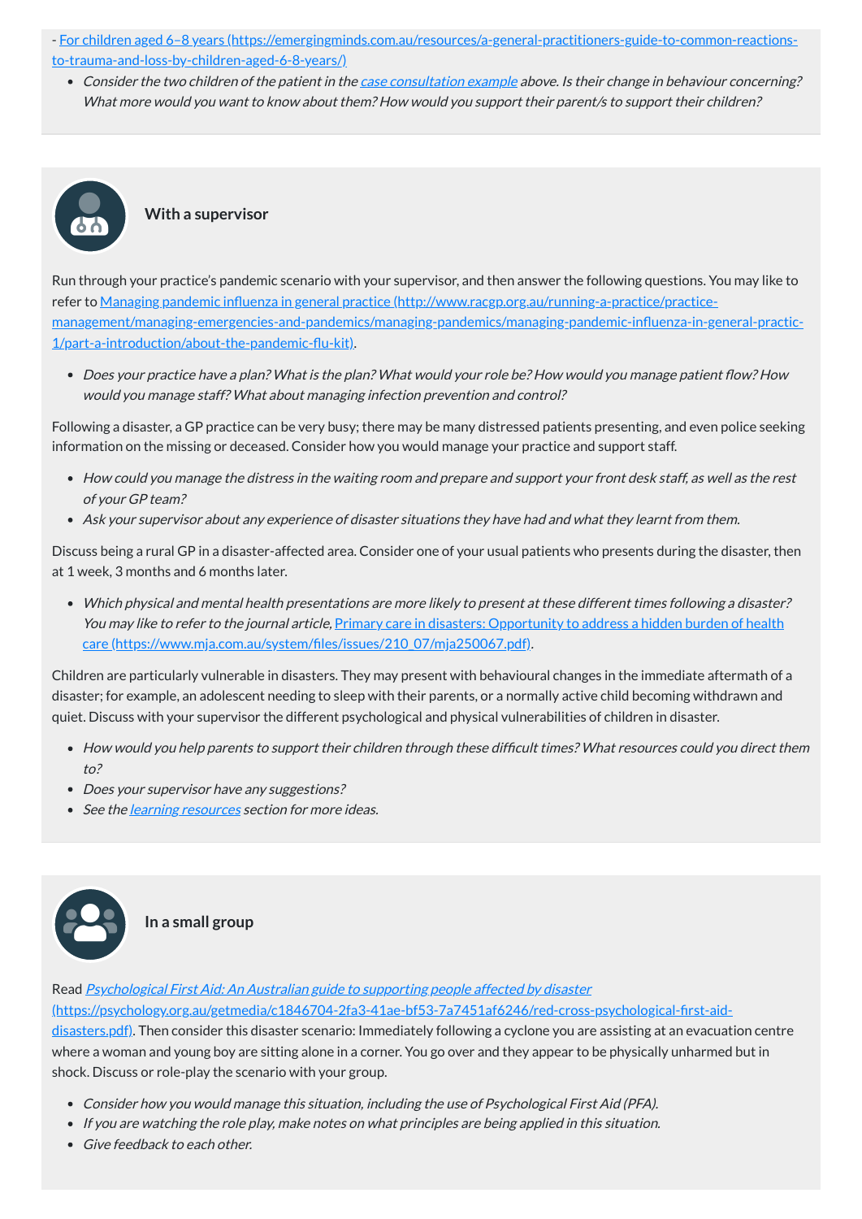- [For children aged 6–8 years (https://emergingminds.com.au/resources/a-general-practitioners-guide-to-common-reactions-to-trauma-and-loss-by-children-aged-6-8-years/)](https://emergingminds.com.au/resources/a-general-practitioners-guide-to-common-reactions-to-trauma-and-loss-by-children-aged-6-8-years/)

- *Consider the two children of the patient in the [case consultation example](#) above. Is their change in behaviour concerning? What more would you want to know about them? How would you support their parent/s to support their children?*

### With a supervisor

Run through your practice's pandemic scenario with your supervisor, and then answer the following questions. You may like to refer to [Managing pandemic influenza in general practice (http://www.racgp.org.au/running-a-practice/practice-management/managing-emergencies-and-pandemics/managing-pandemics/managing-pandemic-influenza-in-general-practic-1/part-a-introduction/about-the-pandemic-flu-kit)](http://www.racgp.org.au/running-a-practice/practice-management/managing-emergencies-and-pandemics/managing-pandemics/managing-pandemic-influenza-in-general-practic-1/part-a-introduction/about-the-pandemic-flu-kit).

- *Does your practice have a plan? What is the plan? What would your role be? How would you manage patient flow? How would you manage staff? What about managing infection prevention and control?*

Following a disaster, a GP practice can be very busy; there may be many distressed patients presenting, and even police seeking information on the missing or deceased. Consider how you would manage your practice and support staff.

- *How could you manage the distress in the waiting room and prepare and support your front desk staff, as well as the rest of your GP team?*
- *Ask your supervisor about any experience of disaster situations they have had and what they learnt from them.*

Discuss being a rural GP in a disaster-affected area. Consider one of your usual patients who presents during the disaster, then at 1 week, 3 months and 6 months later.

- *Which physical and mental health presentations are more likely to present at these different times following a disaster? You may like to refer to the journal article, [Primary care in disasters: Opportunity to address a hidden burden of health care (https://www.mja.com.au/system/files/issues/210_07/mja250067.pdf)](https://www.mja.com.au/system/files/issues/210_07/mja250067.pdf).*

Children are particularly vulnerable in disasters. They may present with behavioural changes in the immediate aftermath of a disaster; for example, an adolescent needing to sleep with their parents, or a normally active child becoming withdrawn and quiet. Discuss with your supervisor the different psychological and physical vulnerabilities of children in disaster.

- *How would you help parents to support their children through these difficult times? What resources could you direct them to?*
- *Does your supervisor have any suggestions?*
- *See the [learning resources](#) section for more ideas.*

### In a small group

Read [*Psychological First Aid: An Australian guide to supporting people affected by disaster* (https://psychology.org.au/getmedia/c1846704-2fa3-41ae-bf53-7a7451af6246/red-cross-psychological-first-aid-disasters.pdf)](https://psychology.org.au/getmedia/c1846704-2fa3-41ae-bf53-7a7451af6246/red-cross-psychological-first-aid-disasters.pdf). Then consider this disaster scenario: Immediately following a cyclone you are assisting at an evacuation centre where a woman and young boy are sitting alone in a corner. You go over and they appear to be physically unharmed but in shock. Discuss or role-play the scenario with your group.

- *Consider how you would manage this situation, including the use of Psychological First Aid (PFA).*
- *If you are watching the role play, make notes on what principles are being applied in this situation.*
- *Give feedback to each other.*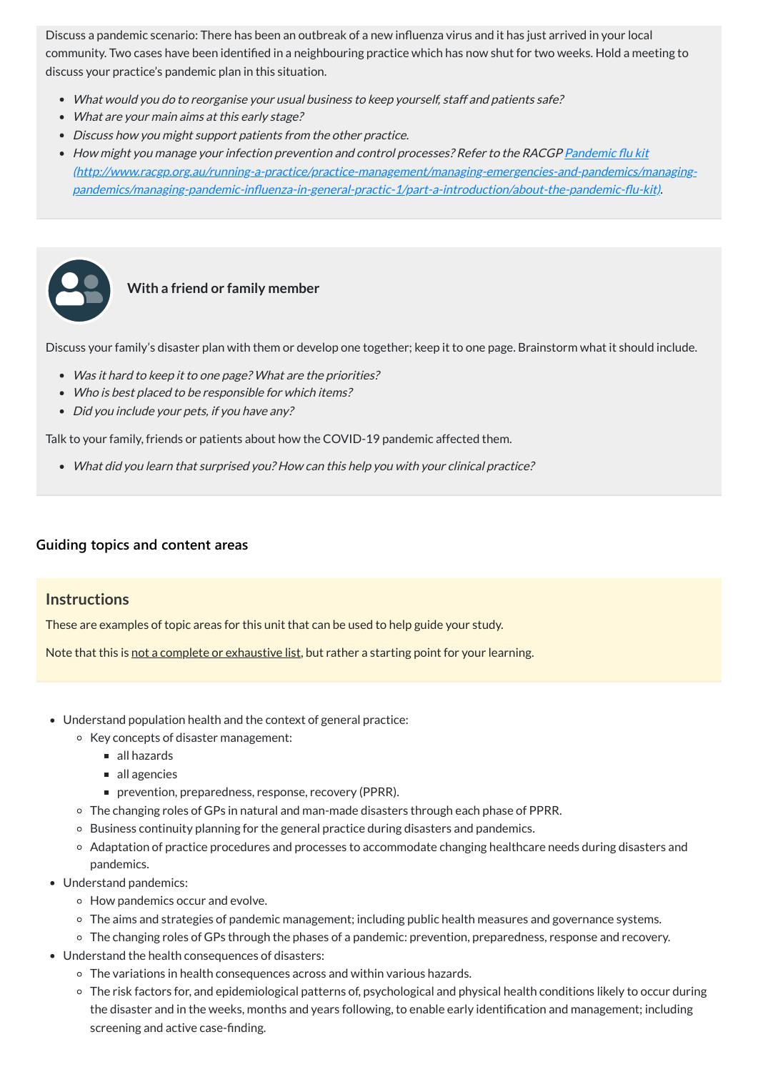Discuss a pandemic scenario: There has been an outbreak of a new influenza virus and it has just arrived in your local community. Two cases have been identified in a neighbouring practice which has now shut for two weeks. Hold a meeting to discuss your practice's pandemic plan in this situation.

- *What would you do to reorganise your usual business to keep yourself, staff and patients safe?*
- *What are your main aims at this early stage?*
- *Discuss how you might support patients from the other practice.*
- *How might you manage your infection prevention and control processes? Refer to the RACGP [Pandemic flu kit (http://www.racgp.org.au/running-a-practice/practice-management/managing-emergencies-and-pandemics/managing-pandemics/managing-pandemic-influenza-in-general-practic-1/part-a-introduction/about-the-pandemic-flu-kit)](http://www.racgp.org.au/running-a-practice/practice-management/managing-emergencies-and-pandemics/managing-pandemics/managing-pandemic-influenza-in-general-practic-1/part-a-introduction/about-the-pandemic-flu-kit).*

**With a friend or family member**

Discuss your family's disaster plan with them or develop one together; keep it to one page. Brainstorm what it should include.

- *Was it hard to keep it to one page? What are the priorities?*
- *Who is best placed to be responsible for which items?*
- *Did you include your pets, if you have any?*

Talk to your family, friends or patients about how the COVID-19 pandemic affected them.

- *What did you learn that surprised you? How can this help you with your clinical practice?*

### Guiding topics and content areas

**Instructions**

These are examples of topic areas for this unit that can be used to help guide your study.

Note that this is not a complete or exhaustive list, but rather a starting point for your learning.

- Understand population health and the context of general practice:
  - Key concepts of disaster management:
    - all hazards
    - all agencies
    - prevention, preparedness, response, recovery (PPRR).
  - The changing roles of GPs in natural and man-made disasters through each phase of PPRR.
  - Business continuity planning for the general practice during disasters and pandemics.
  - Adaptation of practice procedures and processes to accommodate changing healthcare needs during disasters and pandemics.
- Understand pandemics:
  - How pandemics occur and evolve.
  - The aims and strategies of pandemic management; including public health measures and governance systems.
  - The changing roles of GPs through the phases of a pandemic: prevention, preparedness, response and recovery.
- Understand the health consequences of disasters:
  - The variations in health consequences across and within various hazards.
  - The risk factors for, and epidemiological patterns of, psychological and physical health conditions likely to occur during the disaster and in the weeks, months and years following, to enable early identification and management; including screening and active case-finding.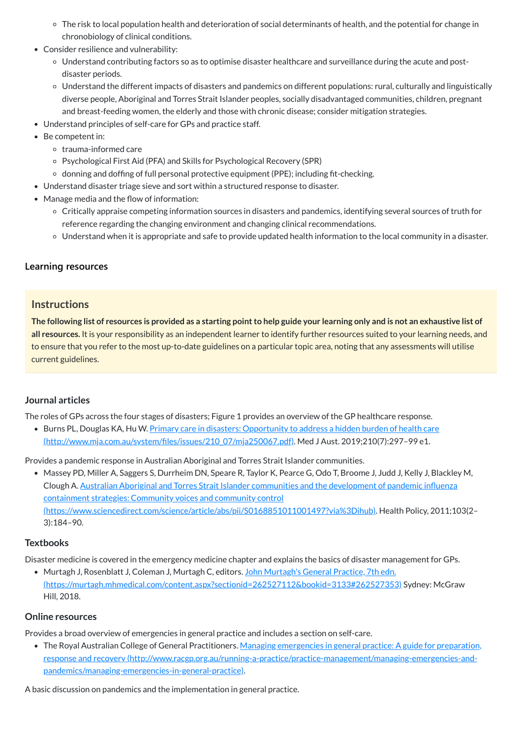- The risk to local population health and deterioration of social determinants of health, and the potential for change in chronobiology of clinical conditions.
- Consider resilience and vulnerability:
    - Understand contributing factors so as to optimise disaster healthcare and surveillance during the acute and post-disaster periods.
    - Understand the different impacts of disasters and pandemics on different populations: rural, culturally and linguistically diverse people, Aboriginal and Torres Strait Islander peoples, socially disadvantaged communities, children, pregnant and breast-feeding women, the elderly and those with chronic disease; consider mitigation strategies.
- Understand principles of self-care for GPs and practice staff.
- Be competent in:
    - trauma-informed care
    - Psychological First Aid (PFA) and Skills for Psychological Recovery (SPR)
    - donning and doffing of full personal protective equipment (PPE); including fit-checking.
- Understand disaster triage sieve and sort within a structured response to disaster.
- Manage media and the flow of information:
    - Critically appraise competing information sources in disasters and pandemics, identifying several sources of truth for reference regarding the changing environment and changing clinical recommendations.
    - Understand when it is appropriate and safe to provide updated health information to the local community in a disaster.

### Learning resources

> **Instructions**
>
> **The following list of resources is provided as a starting point to help guide your learning only and is not an exhaustive list of all resources.** It is your responsibility as an independent learner to identify further resources suited to your learning needs, and to ensure that you refer to the most up-to-date guidelines on a particular topic area, noting that any assessments will utilise current guidelines.

#### Journal articles

The roles of GPs across the four stages of disasters; Figure 1 provides an overview of the GP healthcare response.

- Burns PL, Douglas KA, Hu W. [Primary care in disasters: Opportunity to address a hidden burden of health care (http://www.mja.com.au/system/files/issues/210_07/mja250067.pdf)](http://www.mja.com.au/system/files/issues/210_07/mja250067.pdf). Med J Aust. 2019;210(7):297–99 e1.

Provides a pandemic response in Australian Aboriginal and Torres Strait Islander communities.

- Massey PD, Miller A, Saggers S, Durrheim DN, Speare R, Taylor K, Pearce G, Odo T, Broome J, Judd J, Kelly J, Blackley M, Clough A. [Australian Aboriginal and Torres Strait Islander communities and the development of pandemic influenza containment strategies: Community voices and community control (https://www.sciencedirect.com/science/article/abs/pii/S0168851011001497?via%3Dihub)](https://www.sciencedirect.com/science/article/abs/pii/S0168851011001497?via%3Dihub). Health Policy, 2011;103(2–3):184–90.

#### Textbooks

Disaster medicine is covered in the emergency medicine chapter and explains the basics of disaster management for GPs.

- Murtagh J, Rosenblatt J, Coleman J, Murtagh C, editors. [John Murtagh's General Practice, 7th edn. (https://murtagh.mhmedical.com/content.aspx?sectionid=262527112&bookid=3133#262527353)](https://murtagh.mhmedical.com/content.aspx?sectionid=262527112&bookid=3133#262527353) Sydney: McGraw Hill, 2018.

#### Online resources

Provides a broad overview of emergencies in general practice and includes a section on self-care.

- The Royal Australian College of General Practitioners. [Managing emergencies in general practice: A guide for preparation, response and recovery (http://www.racgp.org.au/running-a-practice/practice-management/managing-emergencies-and-pandemics/managing-emergencies-in-general-practice)](http://www.racgp.org.au/running-a-practice/practice-management/managing-emergencies-and-pandemics/managing-emergencies-in-general-practice).

A basic discussion on pandemics and the implementation in general practice.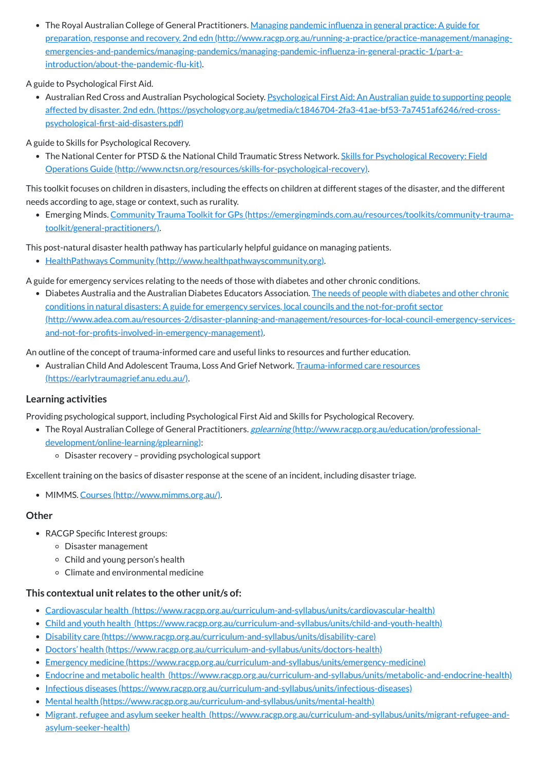- The Royal Australian College of General Practitioners. [Managing pandemic influenza in general practice: A guide for preparation, response and recovery. 2nd edn (http://www.racgp.org.au/running-a-practice/practice-management/managing-emergencies-and-pandemics/managing-pandemics/managing-pandemic-influenza-in-general-practic-1/part-a-introduction/about-the-pandemic-flu-kit)](http://www.racgp.org.au/running-a-practice/practice-management/managing-emergencies-and-pandemics/managing-pandemics/managing-pandemic-influenza-in-general-practic-1/part-a-introduction/about-the-pandemic-flu-kit).

A guide to Psychological First Aid.

- Australian Red Cross and Australian Psychological Society. [Psychological First Aid: An Australian guide to supporting people affected by disaster. 2nd edn. (https://psychology.org.au/getmedia/c1846704-2fa3-41ae-bf53-7a7451af6246/red-cross-psychological-first-aid-disasters.pdf)](https://psychology.org.au/getmedia/c1846704-2fa3-41ae-bf53-7a7451af6246/red-cross-psychological-first-aid-disasters.pdf)

A guide to Skills for Psychological Recovery.

- The National Center for PTSD & the National Child Traumatic Stress Network. [Skills for Psychological Recovery: Field Operations Guide (http://www.nctsn.org/resources/skills-for-psychological-recovery)](http://www.nctsn.org/resources/skills-for-psychological-recovery).

This toolkit focuses on children in disasters, including the effects on children at different stages of the disaster, and the different needs according to age, stage or context, such as rurality.

- Emerging Minds. [Community Trauma Toolkit for GPs (https://emergingminds.com.au/resources/toolkits/community-trauma-toolkit/general-practitioners/)](https://emergingminds.com.au/resources/toolkits/community-trauma-toolkit/general-practitioners/).

This post-natural disaster health pathway has particularly helpful guidance on managing patients.

- [HealthPathways Community (http://www.healthpathwayscommunity.org)](http://www.healthpathwayscommunity.org).

A guide for emergency services relating to the needs of those with diabetes and other chronic conditions.

- Diabetes Australia and the Australian Diabetes Educators Association. [The needs of people with diabetes and other chronic conditions in natural disasters: A guide for emergency services, local councils and the not-for-profit sector (http://www.adea.com.au/resources-2/disaster-planning-and-management/resources-for-local-council-emergency-services-and-not-for-profits-involved-in-emergency-management)](http://www.adea.com.au/resources-2/disaster-planning-and-management/resources-for-local-council-emergency-services-and-not-for-profits-involved-in-emergency-management).

An outline of the concept of trauma-informed care and useful links to resources and further education.

- Australian Child And Adolescent Trauma, Loss And Grief Network. [Trauma-informed care resources (https://earlytraumagrief.anu.edu.au/)](https://earlytraumagrief.anu.edu.au/).

### Learning activities

Providing psychological support, including Psychological First Aid and Skills for Psychological Recovery.

- The Royal Australian College of General Practitioners. [*gplearning* (http://www.racgp.org.au/education/professional-development/online-learning/gplearning)](http://www.racgp.org.au/education/professional-development/online-learning/gplearning):
  - Disaster recovery – providing psychological support

Excellent training on the basics of disaster response at the scene of an incident, including disaster triage.

- MIMMS. [Courses (http://www.mimms.org.au/)](http://www.mimms.org.au/).

### Other

- RACGP Specific Interest groups:
  - Disaster management
  - Child and young person's health
  - Climate and environmental medicine

### This contextual unit relates to the other unit/s of:

- [Cardiovascular health (https://www.racgp.org.au/curriculum-and-syllabus/units/cardiovascular-health)](https://www.racgp.org.au/curriculum-and-syllabus/units/cardiovascular-health)
- [Child and youth health (https://www.racgp.org.au/curriculum-and-syllabus/units/child-and-youth-health)](https://www.racgp.org.au/curriculum-and-syllabus/units/child-and-youth-health)
- [Disability care (https://www.racgp.org.au/curriculum-and-syllabus/units/disability-care)](https://www.racgp.org.au/curriculum-and-syllabus/units/disability-care)
- [Doctors' health (https://www.racgp.org.au/curriculum-and-syllabus/units/doctors-health)](https://www.racgp.org.au/curriculum-and-syllabus/units/doctors-health)
- [Emergency medicine (https://www.racgp.org.au/curriculum-and-syllabus/units/emergency-medicine)](https://www.racgp.org.au/curriculum-and-syllabus/units/emergency-medicine)
- [Endocrine and metabolic health (https://www.racgp.org.au/curriculum-and-syllabus/units/metabolic-and-endocrine-health)](https://www.racgp.org.au/curriculum-and-syllabus/units/metabolic-and-endocrine-health)
- [Infectious diseases (https://www.racgp.org.au/curriculum-and-syllabus/units/infectious-diseases)](https://www.racgp.org.au/curriculum-and-syllabus/units/infectious-diseases)
- [Mental health (https://www.racgp.org.au/curriculum-and-syllabus/units/mental-health)](https://www.racgp.org.au/curriculum-and-syllabus/units/mental-health)
- [Migrant, refugee and asylum seeker health (https://www.racgp.org.au/curriculum-and-syllabus/units/migrant-refugee-and-asylum-seeker-health)](https://www.racgp.org.au/curriculum-and-syllabus/units/migrant-refugee-and-asylum-seeker-health)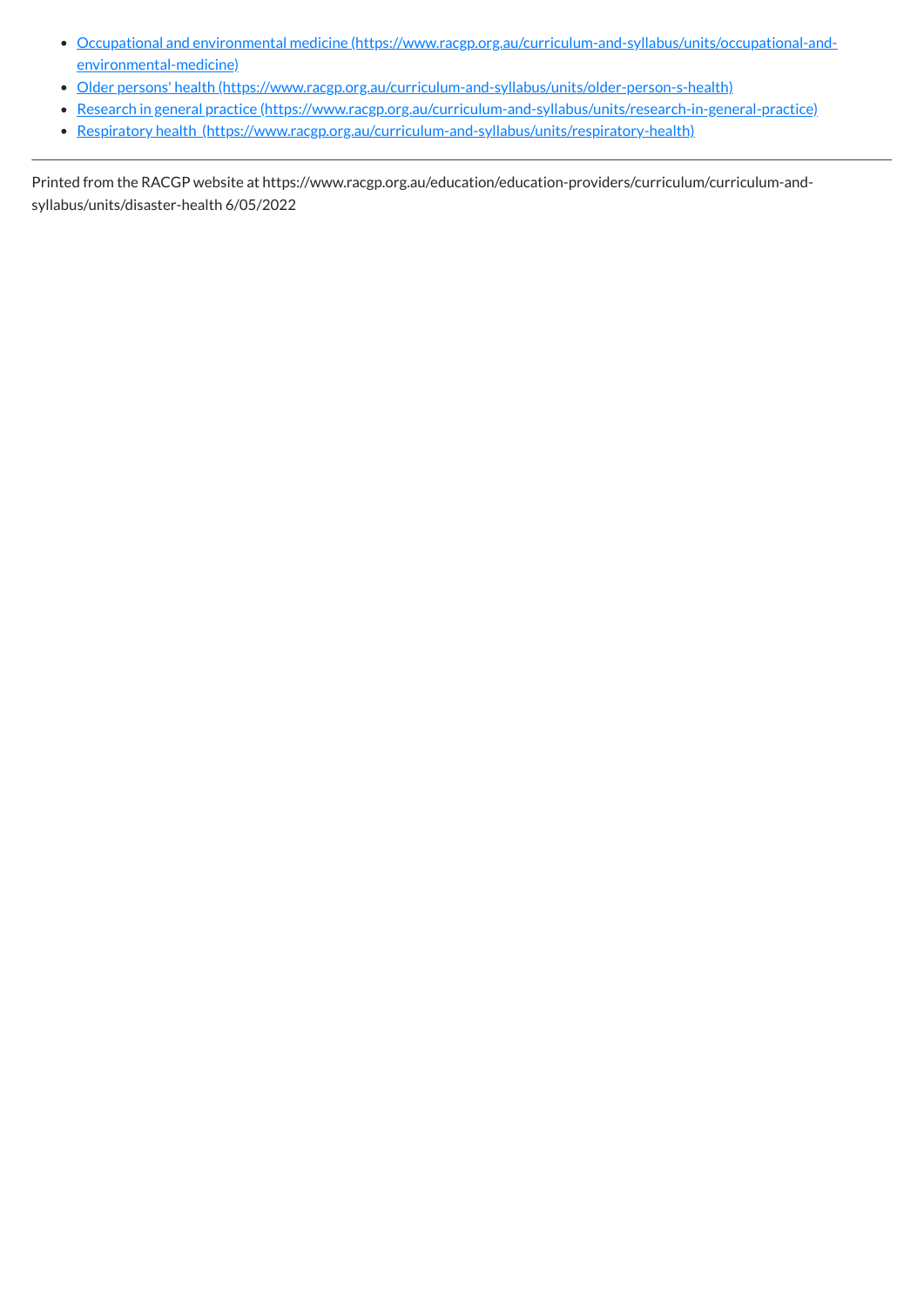- [Occupational and environmental medicine (https://www.racgp.org.au/curriculum-and-syllabus/units/occupational-and-environmental-medicine)](https://www.racgp.org.au/curriculum-and-syllabus/units/occupational-and-environmental-medicine)
- [Older persons' health (https://www.racgp.org.au/curriculum-and-syllabus/units/older-person-s-health)](https://www.racgp.org.au/curriculum-and-syllabus/units/older-person-s-health)
- [Research in general practice (https://www.racgp.org.au/curriculum-and-syllabus/units/research-in-general-practice)](https://www.racgp.org.au/curriculum-and-syllabus/units/research-in-general-practice)
- [Respiratory health  (https://www.racgp.org.au/curriculum-and-syllabus/units/respiratory-health)](https://www.racgp.org.au/curriculum-and-syllabus/units/respiratory-health)

---

Printed from the RACGP website at https://www.racgp.org.au/education/education-providers/curriculum/curriculum-and-syllabus/units/disaster-health 6/05/2022